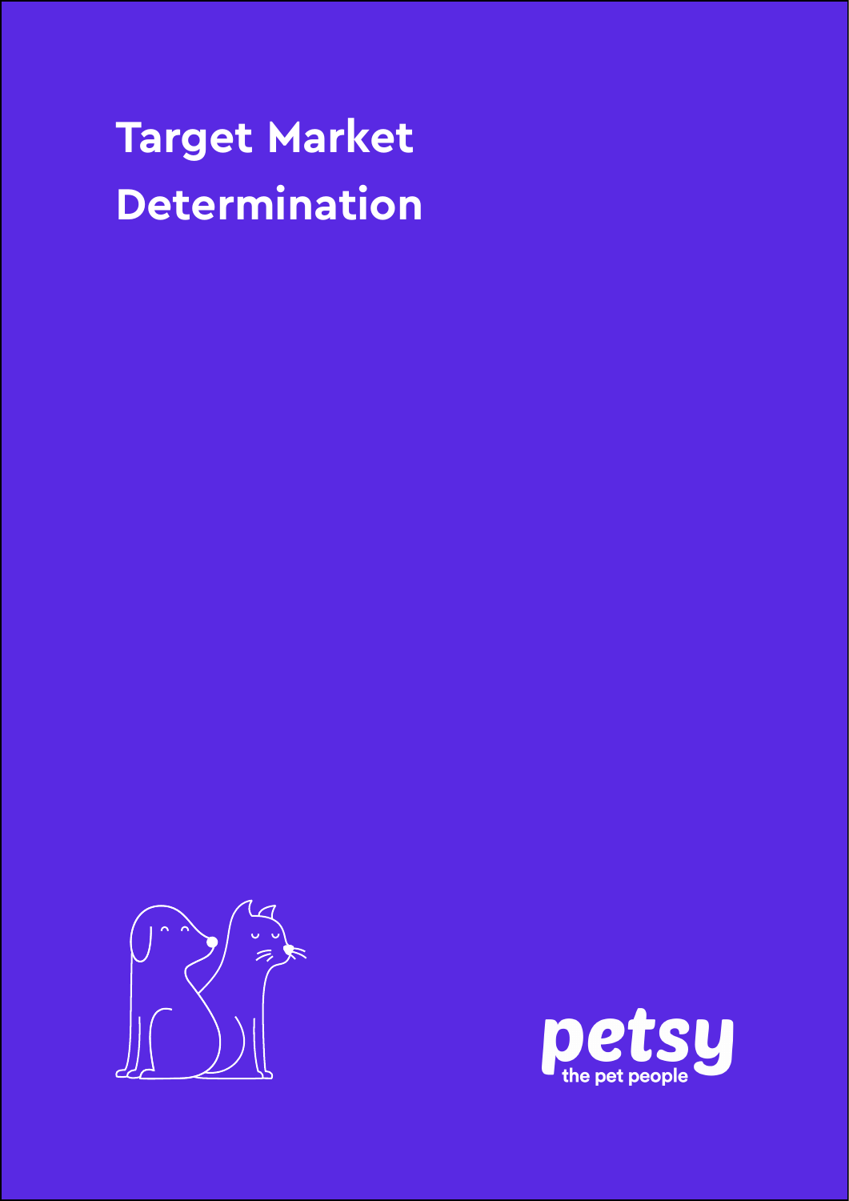# Target Market Determination

petsy
the pet people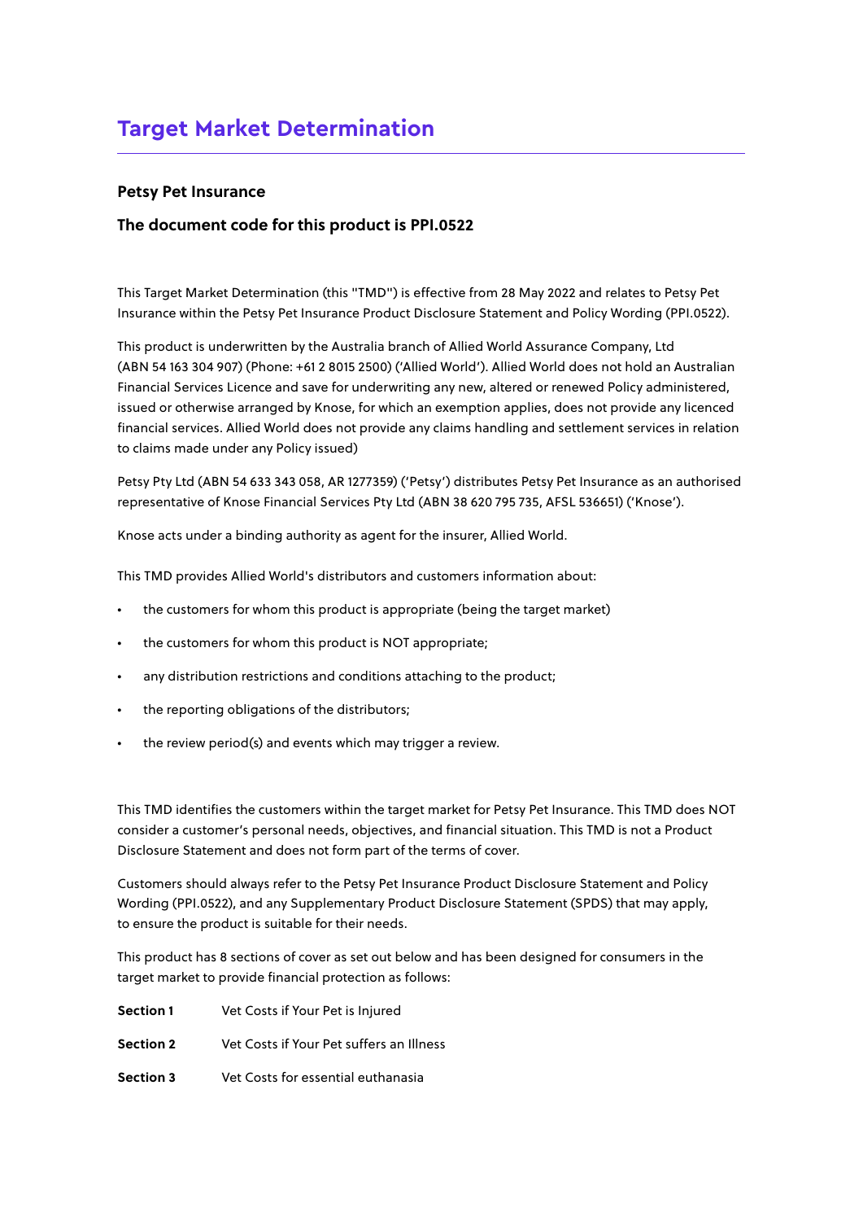# Target Market Determination

**Petsy Pet Insurance**

**The document code for this product is PPI.0522**

This Target Market Determination (this "TMD") is effective from 28 May 2022 and relates to Petsy Pet Insurance within the Petsy Pet Insurance Product Disclosure Statement and Policy Wording (PPI.0522).

This product is underwritten by the Australia branch of Allied World Assurance Company, Ltd (ABN 54 163 304 907) (Phone: +61 2 8015 2500) ('Allied World'). Allied World does not hold an Australian Financial Services Licence and save for underwriting any new, altered or renewed Policy administered, issued or otherwise arranged by Knose, for which an exemption applies, does not provide any licenced financial services. Allied World does not provide any claims handling and settlement services in relation to claims made under any Policy issued)

Petsy Pty Ltd (ABN 54 633 343 058, AR 1277359) ('Petsy') distributes Petsy Pet Insurance as an authorised representative of Knose Financial Services Pty Ltd (ABN 38 620 795 735, AFSL 536651) ('Knose').

Knose acts under a binding authority as agent for the insurer, Allied World.

This TMD provides Allied World's distributors and customers information about:

- the customers for whom this product is appropriate (being the target market)
- the customers for whom this product is NOT appropriate;
- any distribution restrictions and conditions attaching to the product;
- the reporting obligations of the distributors;
- the review period(s) and events which may trigger a review.

This TMD identifies the customers within the target market for Petsy Pet Insurance. This TMD does NOT consider a customer's personal needs, objectives, and financial situation. This TMD is not a Product Disclosure Statement and does not form part of the terms of cover.

Customers should always refer to the Petsy Pet Insurance Product Disclosure Statement and Policy Wording (PPI.0522), and any Supplementary Product Disclosure Statement (SPDS) that may apply, to ensure the product is suitable for their needs.

This product has 8 sections of cover as set out below and has been designed for consumers in the target market to provide financial protection as follows:

**Section 1** Vet Costs if Your Pet is Injured

**Section 2** Vet Costs if Your Pet suffers an Illness

**Section 3** Vet Costs for essential euthanasia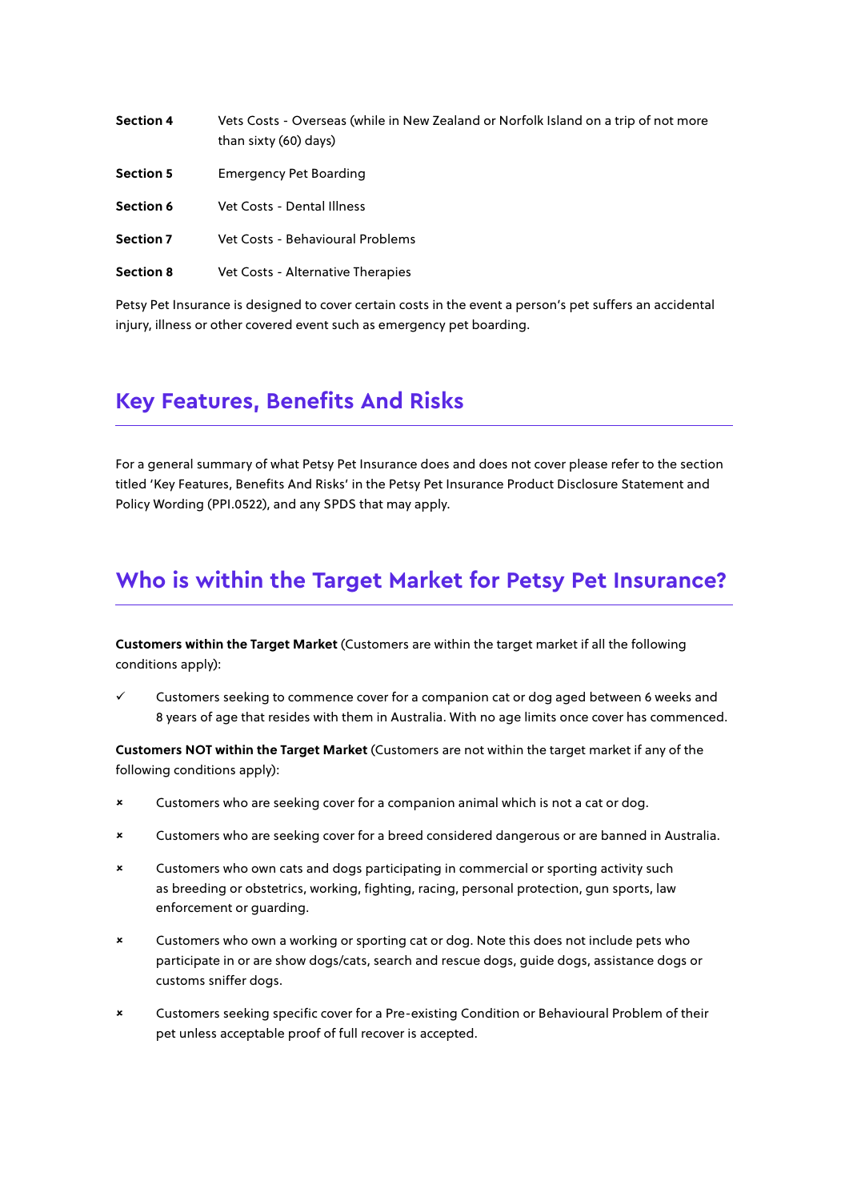| | |
|---|---|
| **Section 4** | Vets Costs - Overseas (while in New Zealand or Norfolk Island on a trip of not more than sixty (60) days) |
| **Section 5** | Emergency Pet Boarding |
| **Section 6** | Vet Costs - Dental Illness |
| **Section 7** | Vet Costs - Behavioural Problems |
| **Section 8** | Vet Costs - Alternative Therapies |

Petsy Pet Insurance is designed to cover certain costs in the event a person's pet suffers an accidental injury, illness or other covered event such as emergency pet boarding.

## Key Features, Benefits And Risks

For a general summary of what Petsy Pet Insurance does and does not cover please refer to the section titled 'Key Features, Benefits And Risks' in the Petsy Pet Insurance Product Disclosure Statement and Policy Wording (PPI.0522), and any SPDS that may apply.

## Who is within the Target Market for Petsy Pet Insurance?

**Customers within the Target Market** (Customers are within the target market if all the following conditions apply):

- ✓ Customers seeking to commence cover for a companion cat or dog aged between 6 weeks and 8 years of age that resides with them in Australia. With no age limits once cover has commenced.

**Customers NOT within the Target Market** (Customers are not within the target market if any of the following conditions apply):

- × Customers who are seeking cover for a companion animal which is not a cat or dog.
- × Customers who are seeking cover for a breed considered dangerous or are banned in Australia.
- × Customers who own cats and dogs participating in commercial or sporting activity such as breeding or obstetrics, working, fighting, racing, personal protection, gun sports, law enforcement or guarding.
- × Customers who own a working or sporting cat or dog. Note this does not include pets who participate in or are show dogs/cats, search and rescue dogs, guide dogs, assistance dogs or customs sniffer dogs.
- × Customers seeking specific cover for a Pre-existing Condition or Behavioural Problem of their pet unless acceptable proof of full recover is accepted.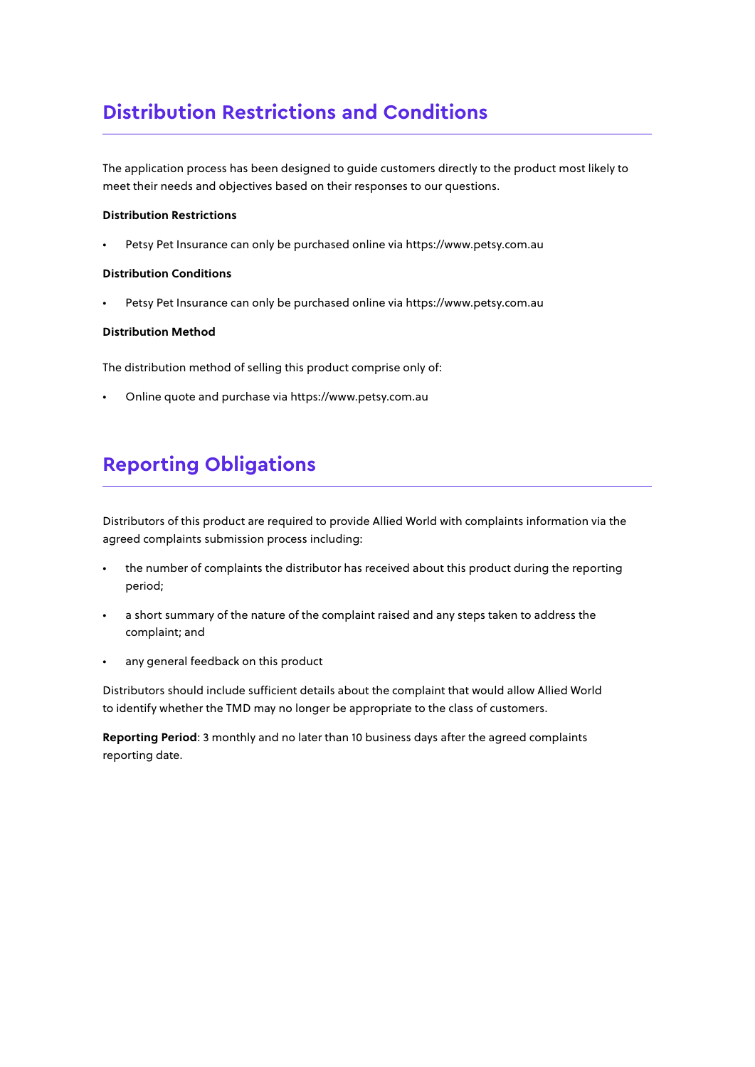## Distribution Restrictions and Conditions

The application process has been designed to guide customers directly to the product most likely to meet their needs and objectives based on their responses to our questions.

**Distribution Restrictions**

- Petsy Pet Insurance can only be purchased online via https://www.petsy.com.au

**Distribution Conditions**

- Petsy Pet Insurance can only be purchased online via https://www.petsy.com.au

**Distribution Method**

The distribution method of selling this product comprise only of:

- Online quote and purchase via https://www.petsy.com.au

## Reporting Obligations

Distributors of this product are required to provide Allied World with complaints information via the agreed complaints submission process including:

- the number of complaints the distributor has received about this product during the reporting period;
- a short summary of the nature of the complaint raised and any steps taken to address the complaint; and
- any general feedback on this product

Distributors should include sufficient details about the complaint that would allow Allied World to identify whether the TMD may no longer be appropriate to the class of customers.

**Reporting Period**: 3 monthly and no later than 10 business days after the agreed complaints reporting date.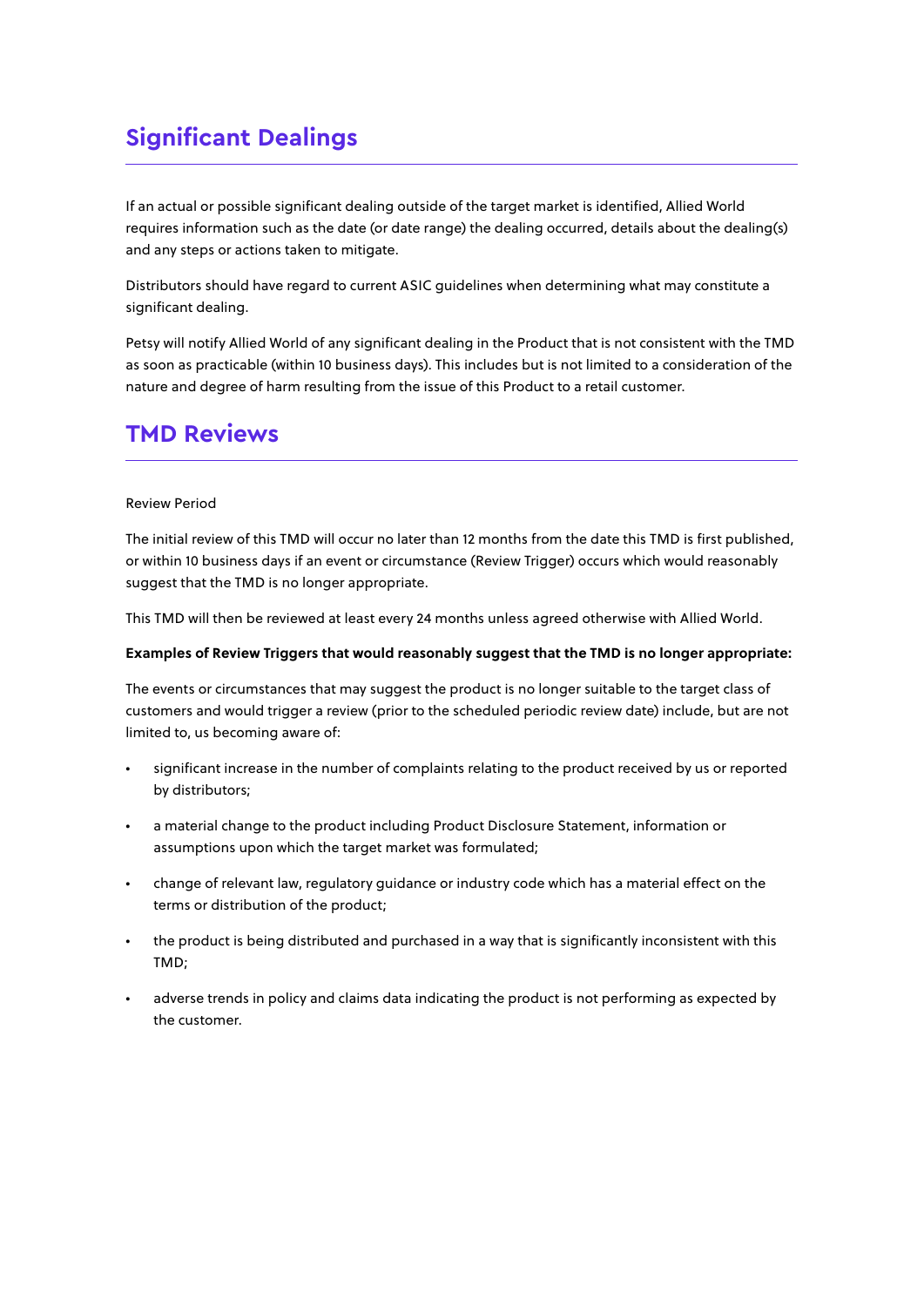## Significant Dealings

If an actual or possible significant dealing outside of the target market is identified, Allied World requires information such as the date (or date range) the dealing occurred, details about the dealing(s) and any steps or actions taken to mitigate.

Distributors should have regard to current ASIC guidelines when determining what may constitute a significant dealing.

Petsy will notify Allied World of any significant dealing in the Product that is not consistent with the TMD as soon as practicable (within 10 business days). This includes but is not limited to a consideration of the nature and degree of harm resulting from the issue of this Product to a retail customer.

## TMD Reviews

Review Period

The initial review of this TMD will occur no later than 12 months from the date this TMD is first published, or within 10 business days if an event or circumstance (Review Trigger) occurs which would reasonably suggest that the TMD is no longer appropriate.

This TMD will then be reviewed at least every 24 months unless agreed otherwise with Allied World.

**Examples of Review Triggers that would reasonably suggest that the TMD is no longer appropriate:**

The events or circumstances that may suggest the product is no longer suitable to the target class of customers and would trigger a review (prior to the scheduled periodic review date) include, but are not limited to, us becoming aware of:

- significant increase in the number of complaints relating to the product received by us or reported by distributors;
- a material change to the product including Product Disclosure Statement, information or assumptions upon which the target market was formulated;
- change of relevant law, regulatory guidance or industry code which has a material effect on the terms or distribution of the product;
- the product is being distributed and purchased in a way that is significantly inconsistent with this TMD;
- adverse trends in policy and claims data indicating the product is not performing as expected by the customer.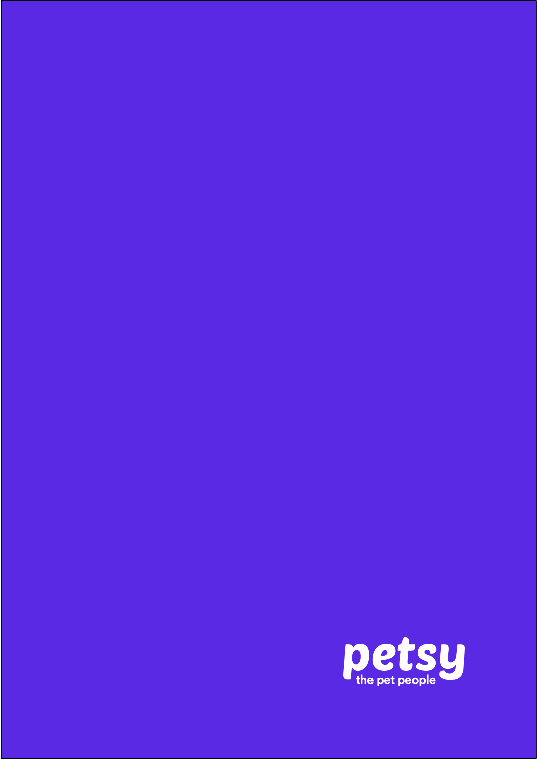petsy

the pet people